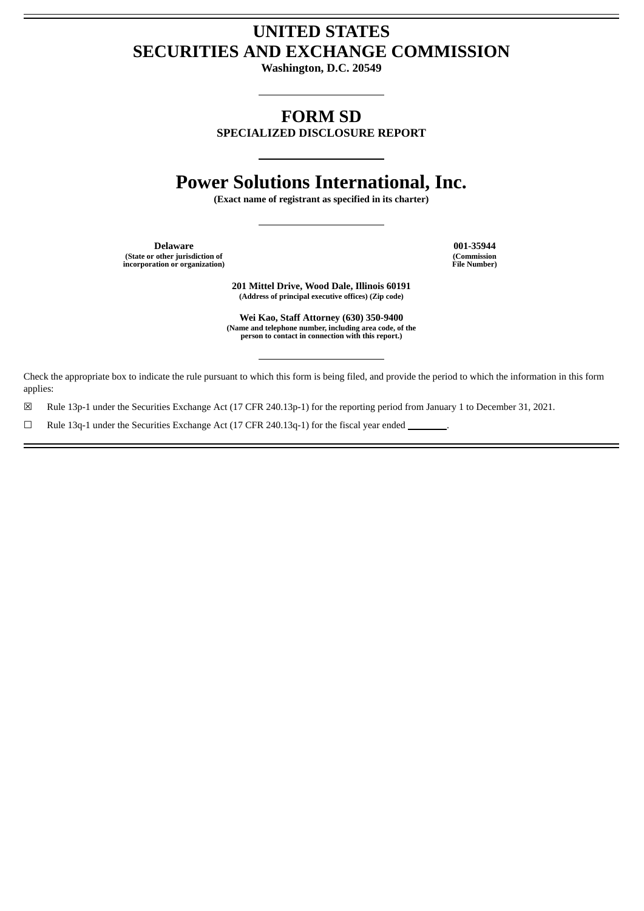# UNITED STATES
# SECURITIES AND EXCHANGE COMMISSION

**Washington, D.C. 20549**

---

# FORM SD

**SPECIALIZED DISCLOSURE REPORT**

---

# Power Solutions International, Inc.

**(Exact name of registrant as specified in its charter)**

---

| **Delaware** | **001-35944** |
|---|---|
| **(State or other jurisdiction of incorporation or organization)** | **(Commission File Number)** |

**201 Mittel Drive, Wood Dale, Illinois 60191**
**(Address of principal executive offices) (Zip code)**

**Wei Kao, Staff Attorney (630) 350-9400**
**(Name and telephone number, including area code, of the person to contact in connection with this report.)**

---

Check the appropriate box to indicate the rule pursuant to which this form is being filed, and provide the period to which the information in this form applies:

☒ Rule 13p-1 under the Securities Exchange Act (17 CFR 240.13p-1) for the reporting period from January 1 to December 31, 2021.

☐ Rule 13q-1 under the Securities Exchange Act (17 CFR 240.13q-1) for the fiscal year ended ________.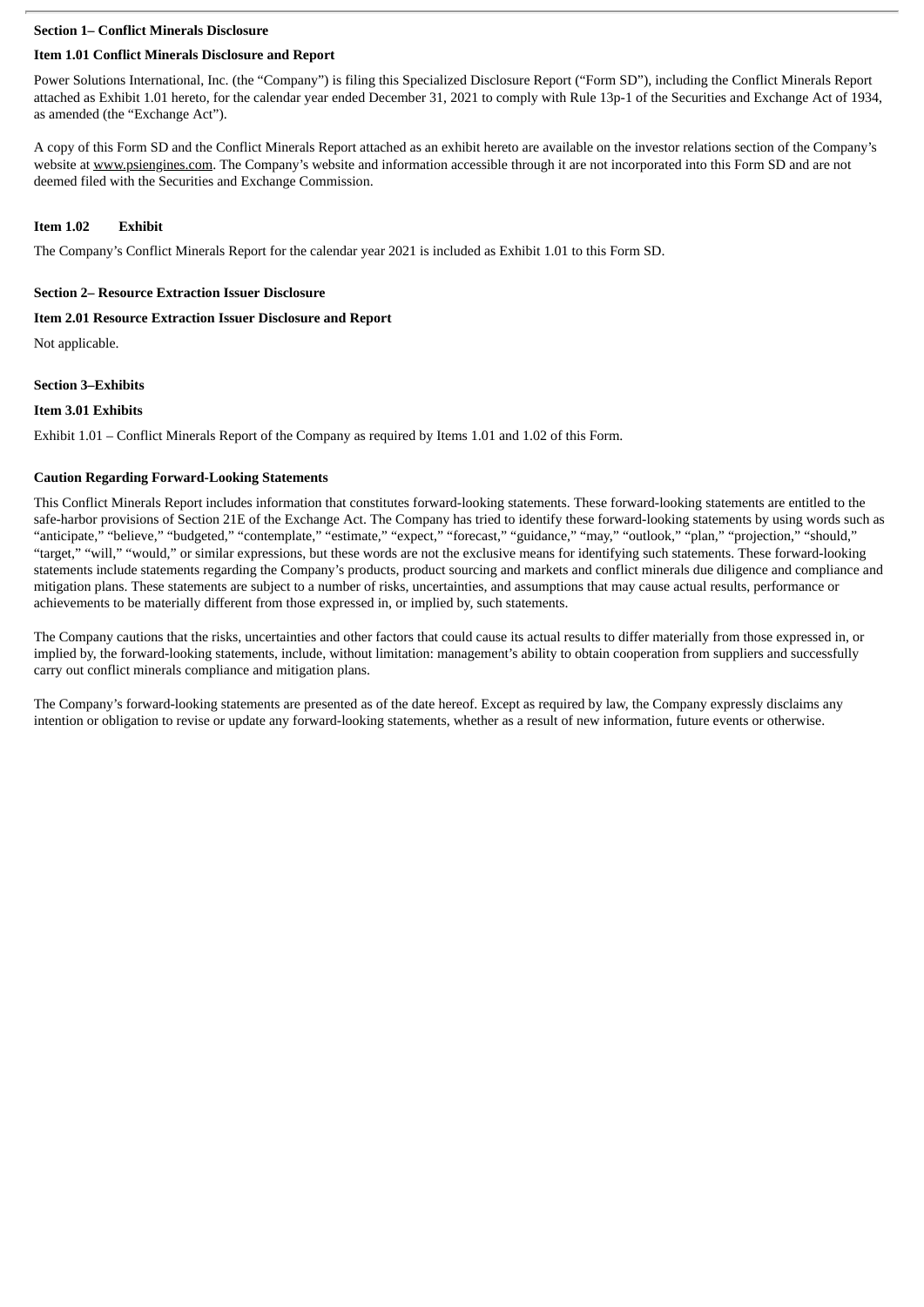**Section 1– Conflict Minerals Disclosure**

**Item 1.01 Conflict Minerals Disclosure and Report**

Power Solutions International, Inc. (the "Company") is filing this Specialized Disclosure Report ("Form SD"), including the Conflict Minerals Report attached as Exhibit 1.01 hereto, for the calendar year ended December 31, 2021 to comply with Rule 13p-1 of the Securities and Exchange Act of 1934, as amended (the "Exchange Act").

A copy of this Form SD and the Conflict Minerals Report attached as an exhibit hereto are available on the investor relations section of the Company's website at www.psiengines.com. The Company's website and information accessible through it are not incorporated into this Form SD and are not deemed filed with the Securities and Exchange Commission.

**Item 1.02 Exhibit**

The Company's Conflict Minerals Report for the calendar year 2021 is included as Exhibit 1.01 to this Form SD.

**Section 2– Resource Extraction Issuer Disclosure**

**Item 2.01 Resource Extraction Issuer Disclosure and Report**

Not applicable.

**Section 3–Exhibits**

**Item 3.01 Exhibits**

Exhibit 1.01 – Conflict Minerals Report of the Company as required by Items 1.01 and 1.02 of this Form.

**Caution Regarding Forward-Looking Statements**

This Conflict Minerals Report includes information that constitutes forward-looking statements. These forward-looking statements are entitled to the safe-harbor provisions of Section 21E of the Exchange Act. The Company has tried to identify these forward-looking statements by using words such as "anticipate," "believe," "budgeted," "contemplate," "estimate," "expect," "forecast," "guidance," "may," "outlook," "plan," "projection," "should," "target," "will," "would," or similar expressions, but these words are not the exclusive means for identifying such statements. These forward-looking statements include statements regarding the Company's products, product sourcing and markets and conflict minerals due diligence and compliance and mitigation plans. These statements are subject to a number of risks, uncertainties, and assumptions that may cause actual results, performance or achievements to be materially different from those expressed in, or implied by, such statements.

The Company cautions that the risks, uncertainties and other factors that could cause its actual results to differ materially from those expressed in, or implied by, the forward-looking statements, include, without limitation: management's ability to obtain cooperation from suppliers and successfully carry out conflict minerals compliance and mitigation plans.

The Company's forward-looking statements are presented as of the date hereof. Except as required by law, the Company expressly disclaims any intention or obligation to revise or update any forward-looking statements, whether as a result of new information, future events or otherwise.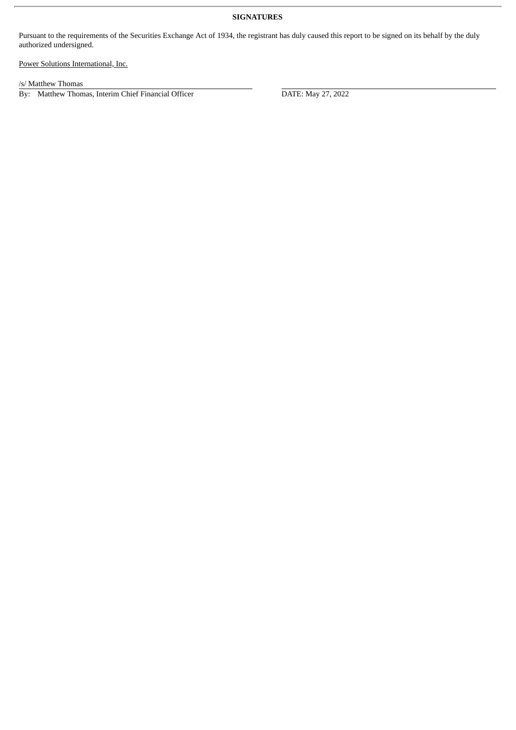**SIGNATURES**

Pursuant to the requirements of the Securities Exchange Act of 1934, the registrant has duly caused this report to be signed on its behalf by the duly authorized undersigned.

Power Solutions International, Inc.

/s/ Matthew Thomas

By: Matthew Thomas, Interim Chief Financial Officer

DATE: May 27, 2022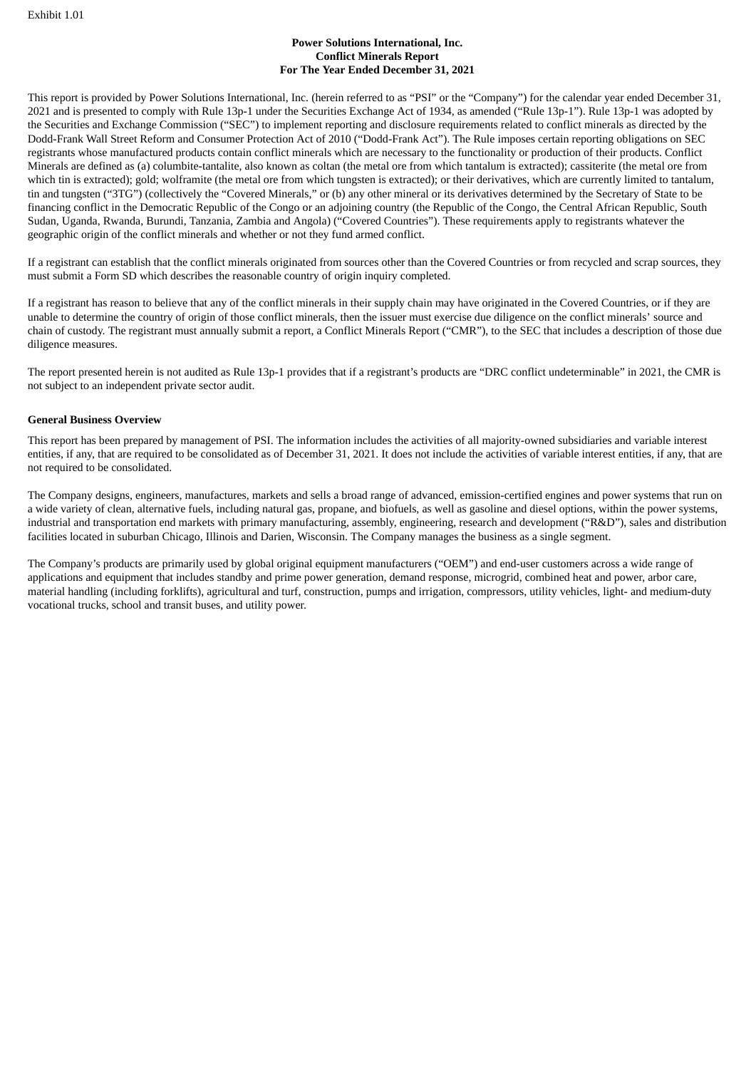Exhibit 1.01

**Power Solutions International, Inc.**
**Conflict Minerals Report**
**For The Year Ended December 31, 2021**

This report is provided by Power Solutions International, Inc. (herein referred to as "PSI" or the "Company") for the calendar year ended December 31, 2021 and is presented to comply with Rule 13p-1 under the Securities Exchange Act of 1934, as amended ("Rule 13p-1"). Rule 13p-1 was adopted by the Securities and Exchange Commission ("SEC") to implement reporting and disclosure requirements related to conflict minerals as directed by the Dodd-Frank Wall Street Reform and Consumer Protection Act of 2010 ("Dodd-Frank Act"). The Rule imposes certain reporting obligations on SEC registrants whose manufactured products contain conflict minerals which are necessary to the functionality or production of their products. Conflict Minerals are defined as (a) columbite-tantalite, also known as coltan (the metal ore from which tantalum is extracted); cassiterite (the metal ore from which tin is extracted); gold; wolframite (the metal ore from which tungsten is extracted); or their derivatives, which are currently limited to tantalum, tin and tungsten ("3TG") (collectively the "Covered Minerals," or (b) any other mineral or its derivatives determined by the Secretary of State to be financing conflict in the Democratic Republic of the Congo or an adjoining country (the Republic of the Congo, the Central African Republic, South Sudan, Uganda, Rwanda, Burundi, Tanzania, Zambia and Angola) ("Covered Countries"). These requirements apply to registrants whatever the geographic origin of the conflict minerals and whether or not they fund armed conflict.

If a registrant can establish that the conflict minerals originated from sources other than the Covered Countries or from recycled and scrap sources, they must submit a Form SD which describes the reasonable country of origin inquiry completed.

If a registrant has reason to believe that any of the conflict minerals in their supply chain may have originated in the Covered Countries, or if they are unable to determine the country of origin of those conflict minerals, then the issuer must exercise due diligence on the conflict minerals' source and chain of custody. The registrant must annually submit a report, a Conflict Minerals Report ("CMR"), to the SEC that includes a description of those due diligence measures.

The report presented herein is not audited as Rule 13p-1 provides that if a registrant's products are "DRC conflict undeterminable" in 2021, the CMR is not subject to an independent private sector audit.

**General Business Overview**

This report has been prepared by management of PSI. The information includes the activities of all majority-owned subsidiaries and variable interest entities, if any, that are required to be consolidated as of December 31, 2021. It does not include the activities of variable interest entities, if any, that are not required to be consolidated.

The Company designs, engineers, manufactures, markets and sells a broad range of advanced, emission-certified engines and power systems that run on a wide variety of clean, alternative fuels, including natural gas, propane, and biofuels, as well as gasoline and diesel options, within the power systems, industrial and transportation end markets with primary manufacturing, assembly, engineering, research and development ("R&D"), sales and distribution facilities located in suburban Chicago, Illinois and Darien, Wisconsin. The Company manages the business as a single segment.

The Company's products are primarily used by global original equipment manufacturers ("OEM") and end-user customers across a wide range of applications and equipment that includes standby and prime power generation, demand response, microgrid, combined heat and power, arbor care, material handling (including forklifts), agricultural and turf, construction, pumps and irrigation, compressors, utility vehicles, light- and medium-duty vocational trucks, school and transit buses, and utility power.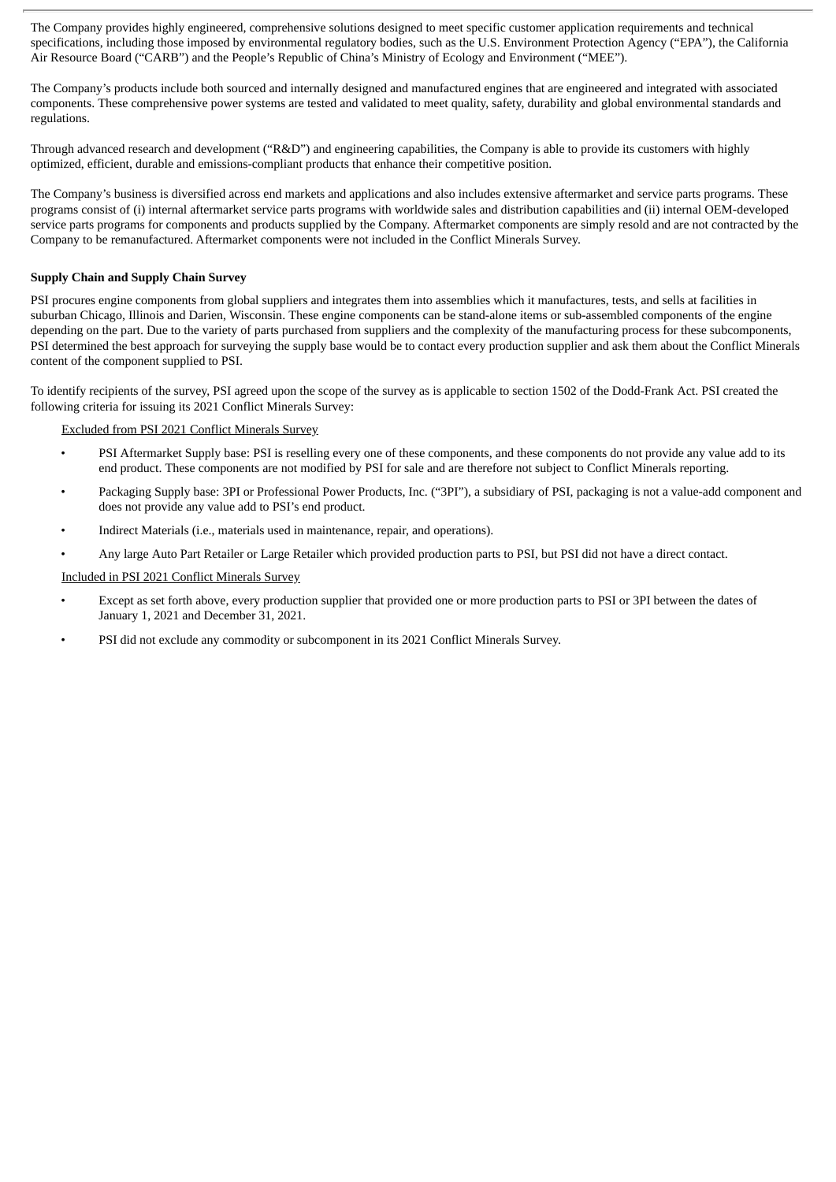The Company provides highly engineered, comprehensive solutions designed to meet specific customer application requirements and technical specifications, including those imposed by environmental regulatory bodies, such as the U.S. Environment Protection Agency ("EPA"), the California Air Resource Board ("CARB") and the People's Republic of China's Ministry of Ecology and Environment ("MEE").

The Company's products include both sourced and internally designed and manufactured engines that are engineered and integrated with associated components. These comprehensive power systems are tested and validated to meet quality, safety, durability and global environmental standards and regulations.

Through advanced research and development ("R&D") and engineering capabilities, the Company is able to provide its customers with highly optimized, efficient, durable and emissions-compliant products that enhance their competitive position.

The Company's business is diversified across end markets and applications and also includes extensive aftermarket and service parts programs. These programs consist of (i) internal aftermarket service parts programs with worldwide sales and distribution capabilities and (ii) internal OEM-developed service parts programs for components and products supplied by the Company. Aftermarket components are simply resold and are not contracted by the Company to be remanufactured. Aftermarket components were not included in the Conflict Minerals Survey.

**Supply Chain and Supply Chain Survey**

PSI procures engine components from global suppliers and integrates them into assemblies which it manufactures, tests, and sells at facilities in suburban Chicago, Illinois and Darien, Wisconsin. These engine components can be stand-alone items or sub-assembled components of the engine depending on the part. Due to the variety of parts purchased from suppliers and the complexity of the manufacturing process for these subcomponents, PSI determined the best approach for surveying the supply base would be to contact every production supplier and ask them about the Conflict Minerals content of the component supplied to PSI.

To identify recipients of the survey, PSI agreed upon the scope of the survey as is applicable to section 1502 of the Dodd-Frank Act. PSI created the following criteria for issuing its 2021 Conflict Minerals Survey:

<u>Excluded from PSI 2021 Conflict Minerals Survey</u>

- PSI Aftermarket Supply base: PSI is reselling every one of these components, and these components do not provide any value add to its end product. These components are not modified by PSI for sale and are therefore not subject to Conflict Minerals reporting.
- Packaging Supply base: 3PI or Professional Power Products, Inc. ("3PI"), a subsidiary of PSI, packaging is not a value-add component and does not provide any value add to PSI's end product.
- Indirect Materials (i.e., materials used in maintenance, repair, and operations).
- Any large Auto Part Retailer or Large Retailer which provided production parts to PSI, but PSI did not have a direct contact.

<u>Included in PSI 2021 Conflict Minerals Survey</u>

- Except as set forth above, every production supplier that provided one or more production parts to PSI or 3PI between the dates of January 1, 2021 and December 31, 2021.
- PSI did not exclude any commodity or subcomponent in its 2021 Conflict Minerals Survey.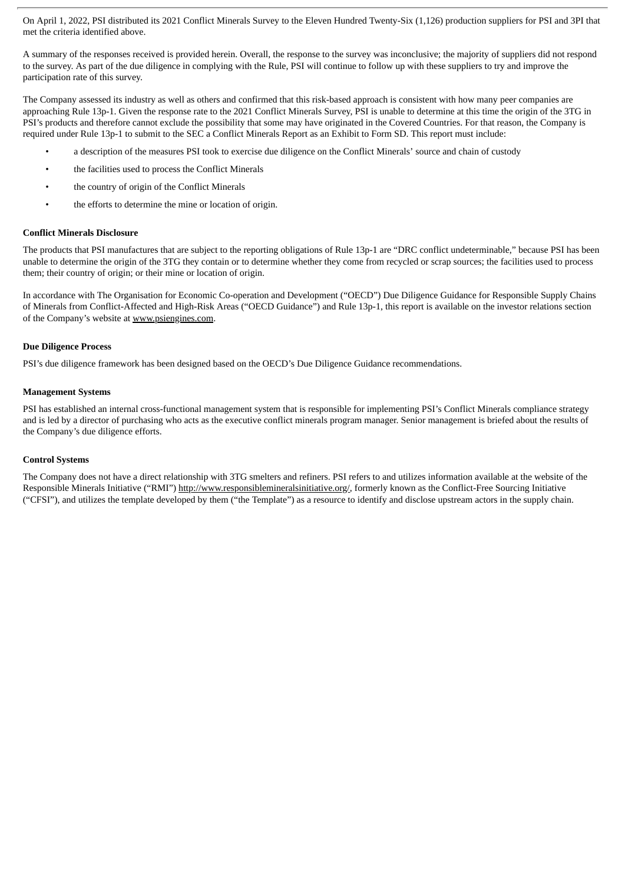On April 1, 2022, PSI distributed its 2021 Conflict Minerals Survey to the Eleven Hundred Twenty-Six (1,126) production suppliers for PSI and 3PI that met the criteria identified above.

A summary of the responses received is provided herein. Overall, the response to the survey was inconclusive; the majority of suppliers did not respond to the survey. As part of the due diligence in complying with the Rule, PSI will continue to follow up with these suppliers to try and improve the participation rate of this survey.

The Company assessed its industry as well as others and confirmed that this risk-based approach is consistent with how many peer companies are approaching Rule 13p-1. Given the response rate to the 2021 Conflict Minerals Survey, PSI is unable to determine at this time the origin of the 3TG in PSI's products and therefore cannot exclude the possibility that some may have originated in the Covered Countries. For that reason, the Company is required under Rule 13p-1 to submit to the SEC a Conflict Minerals Report as an Exhibit to Form SD. This report must include:

- a description of the measures PSI took to exercise due diligence on the Conflict Minerals' source and chain of custody
- the facilities used to process the Conflict Minerals
- the country of origin of the Conflict Minerals
- the efforts to determine the mine or location of origin.

**Conflict Minerals Disclosure**

The products that PSI manufactures that are subject to the reporting obligations of Rule 13p-1 are "DRC conflict undeterminable," because PSI has been unable to determine the origin of the 3TG they contain or to determine whether they come from recycled or scrap sources; the facilities used to process them; their country of origin; or their mine or location of origin.

In accordance with The Organisation for Economic Co-operation and Development ("OECD") Due Diligence Guidance for Responsible Supply Chains of Minerals from Conflict-Affected and High-Risk Areas ("OECD Guidance") and Rule 13p-1, this report is available on the investor relations section of the Company's website at www.psiengines.com.

**Due Diligence Process**

PSI's due diligence framework has been designed based on the OECD's Due Diligence Guidance recommendations.

**Management Systems**

PSI has established an internal cross-functional management system that is responsible for implementing PSI's Conflict Minerals compliance strategy and is led by a director of purchasing who acts as the executive conflict minerals program manager. Senior management is briefed about the results of the Company's due diligence efforts.

**Control Systems**

The Company does not have a direct relationship with 3TG smelters and refiners. PSI refers to and utilizes information available at the website of the Responsible Minerals Initiative ("RMI") http://www.responsiblemineralsinitiative.org/, formerly known as the Conflict-Free Sourcing Initiative ("CFSI"), and utilizes the template developed by them ("the Template") as a resource to identify and disclose upstream actors in the supply chain.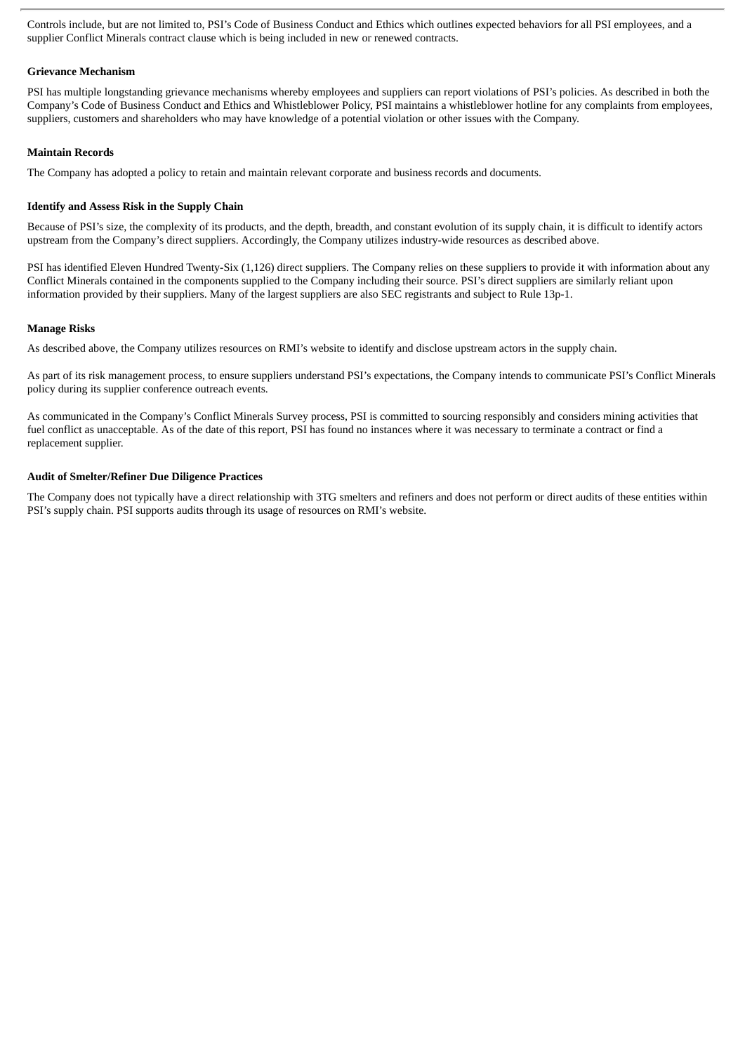Controls include, but are not limited to, PSI's Code of Business Conduct and Ethics which outlines expected behaviors for all PSI employees, and a supplier Conflict Minerals contract clause which is being included in new or renewed contracts.

**Grievance Mechanism**

PSI has multiple longstanding grievance mechanisms whereby employees and suppliers can report violations of PSI's policies. As described in both the Company's Code of Business Conduct and Ethics and Whistleblower Policy, PSI maintains a whistleblower hotline for any complaints from employees, suppliers, customers and shareholders who may have knowledge of a potential violation or other issues with the Company.

**Maintain Records**

The Company has adopted a policy to retain and maintain relevant corporate and business records and documents.

**Identify and Assess Risk in the Supply Chain**

Because of PSI's size, the complexity of its products, and the depth, breadth, and constant evolution of its supply chain, it is difficult to identify actors upstream from the Company's direct suppliers. Accordingly, the Company utilizes industry-wide resources as described above.

PSI has identified Eleven Hundred Twenty-Six (1,126) direct suppliers. The Company relies on these suppliers to provide it with information about any Conflict Minerals contained in the components supplied to the Company including their source. PSI's direct suppliers are similarly reliant upon information provided by their suppliers. Many of the largest suppliers are also SEC registrants and subject to Rule 13p-1.

**Manage Risks**

As described above, the Company utilizes resources on RMI's website to identify and disclose upstream actors in the supply chain.

As part of its risk management process, to ensure suppliers understand PSI's expectations, the Company intends to communicate PSI's Conflict Minerals policy during its supplier conference outreach events.

As communicated in the Company's Conflict Minerals Survey process, PSI is committed to sourcing responsibly and considers mining activities that fuel conflict as unacceptable. As of the date of this report, PSI has found no instances where it was necessary to terminate a contract or find a replacement supplier.

**Audit of Smelter/Refiner Due Diligence Practices**

The Company does not typically have a direct relationship with 3TG smelters and refiners and does not perform or direct audits of these entities within PSI's supply chain. PSI supports audits through its usage of resources on RMI's website.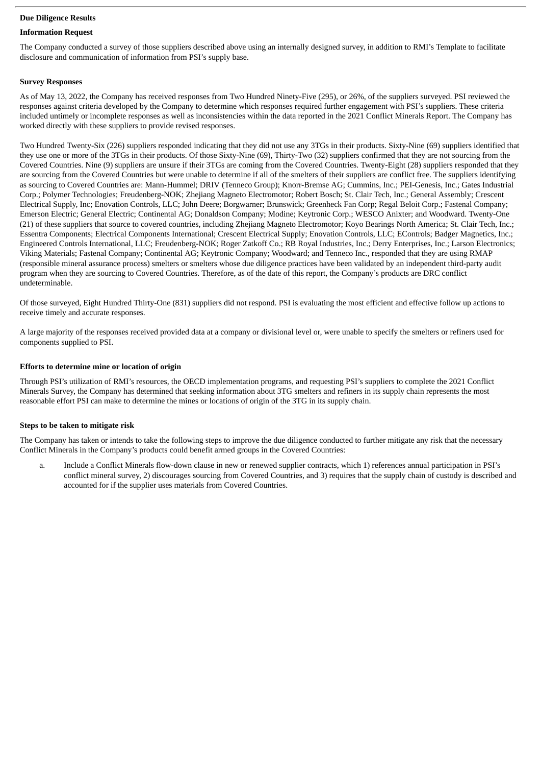**Due Diligence Results**

**Information Request**

The Company conducted a survey of those suppliers described above using an internally designed survey, in addition to RMI's Template to facilitate disclosure and communication of information from PSI's supply base.

**Survey Responses**

As of May 13, 2022, the Company has received responses from Two Hundred Ninety-Five (295), or 26%, of the suppliers surveyed. PSI reviewed the responses against criteria developed by the Company to determine which responses required further engagement with PSI's suppliers. These criteria included untimely or incomplete responses as well as inconsistencies within the data reported in the 2021 Conflict Minerals Report. The Company has worked directly with these suppliers to provide revised responses.

Two Hundred Twenty-Six (226) suppliers responded indicating that they did not use any 3TGs in their products. Sixty-Nine (69) suppliers identified that they use one or more of the 3TGs in their products. Of those Sixty-Nine (69), Thirty-Two (32) suppliers confirmed that they are not sourcing from the Covered Countries. Nine (9) suppliers are unsure if their 3TGs are coming from the Covered Countries. Twenty-Eight (28) suppliers responded that they are sourcing from the Covered Countries but were unable to determine if all of the smelters of their suppliers are conflict free. The suppliers identifying as sourcing to Covered Countries are: Mann-Hummel; DRIV (Tenneco Group); Knorr-Bremse AG; Cummins, Inc.; PEI-Genesis, Inc.; Gates Industrial Corp.; Polymer Technologies; Freudenberg-NOK; Zhejiang Magneto Electromotor; Robert Bosch; St. Clair Tech, Inc.; General Assembly; Crescent Electrical Supply, Inc; Enovation Controls, LLC; John Deere; Borgwarner; Brunswick; Greenheck Fan Corp; Regal Beloit Corp.; Fastenal Company; Emerson Electric; General Electric; Continental AG; Donaldson Company; Modine; Keytronic Corp.; WESCO Anixter; and Woodward. Twenty-One (21) of these suppliers that source to covered countries, including Zhejiang Magneto Electromotor; Koyo Bearings North America; St. Clair Tech, Inc.; Essentra Components; Electrical Components International; Crescent Electrical Supply; Enovation Controls, LLC; EControls; Badger Magnetics, Inc.; Engineered Controls International, LLC; Freudenberg-NOK; Roger Zatkoff Co.; RB Royal Industries, Inc.; Derry Enterprises, Inc.; Larson Electronics; Viking Materials; Fastenal Company; Continental AG; Keytronic Company; Woodward; and Tenneco Inc., responded that they are using RMAP (responsible mineral assurance process) smelters or smelters whose due diligence practices have been validated by an independent third-party audit program when they are sourcing to Covered Countries. Therefore, as of the date of this report, the Company's products are DRC conflict undeterminable.

Of those surveyed, Eight Hundred Thirty-One (831) suppliers did not respond. PSI is evaluating the most efficient and effective follow up actions to receive timely and accurate responses.

A large majority of the responses received provided data at a company or divisional level or, were unable to specify the smelters or refiners used for components supplied to PSI.

**Efforts to determine mine or location of origin**

Through PSI's utilization of RMI's resources, the OECD implementation programs, and requesting PSI's suppliers to complete the 2021 Conflict Minerals Survey, the Company has determined that seeking information about 3TG smelters and refiners in its supply chain represents the most reasonable effort PSI can make to determine the mines or locations of origin of the 3TG in its supply chain.

**Steps to be taken to mitigate risk**

The Company has taken or intends to take the following steps to improve the due diligence conducted to further mitigate any risk that the necessary Conflict Minerals in the Company's products could benefit armed groups in the Covered Countries:

a. Include a Conflict Minerals flow-down clause in new or renewed supplier contracts, which 1) references annual participation in PSI's conflict mineral survey, 2) discourages sourcing from Covered Countries, and 3) requires that the supply chain of custody is described and accounted for if the supplier uses materials from Covered Countries.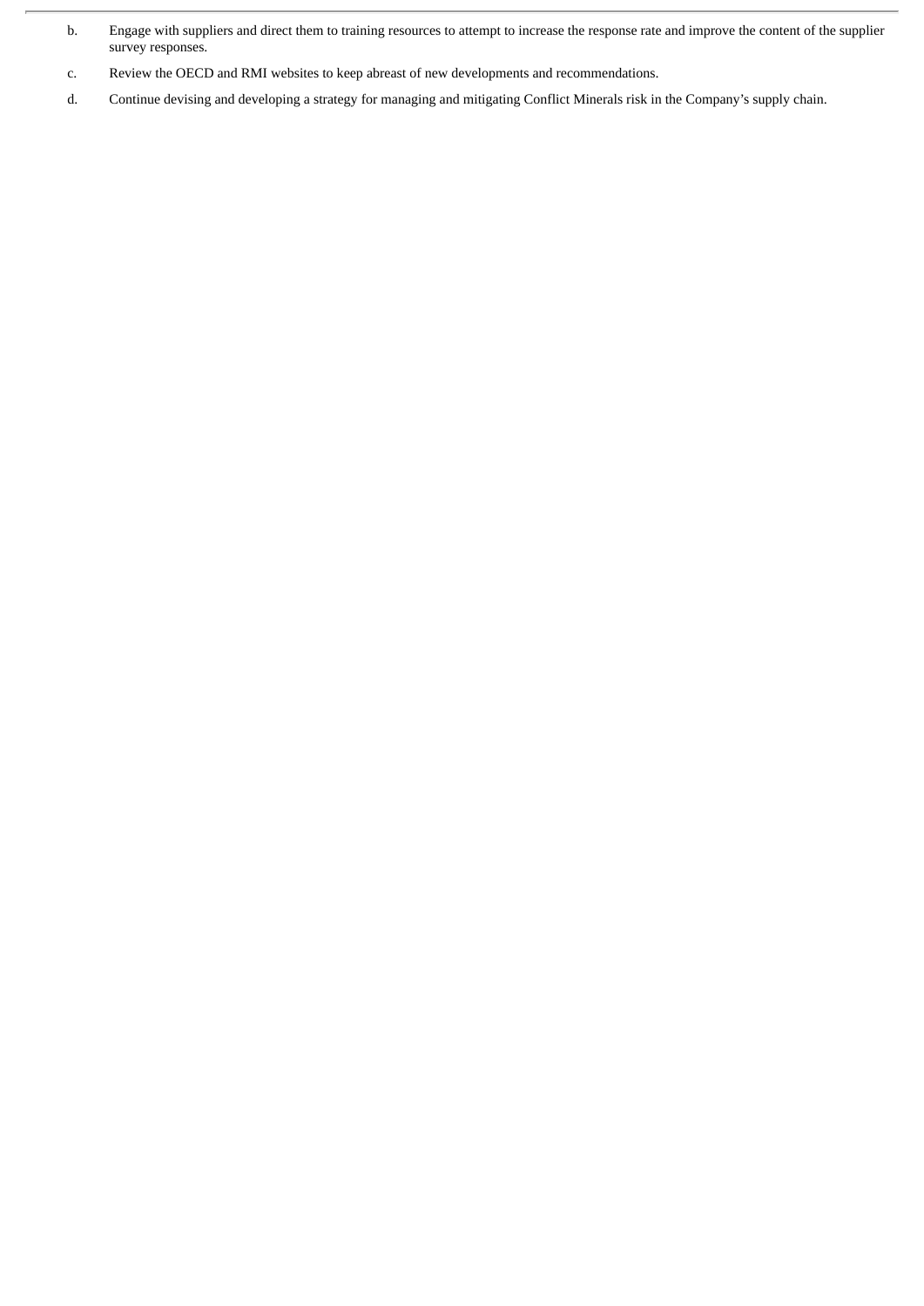b. Engage with suppliers and direct them to training resources to attempt to increase the response rate and improve the content of the supplier survey responses.

c. Review the OECD and RMI websites to keep abreast of new developments and recommendations.

d. Continue devising and developing a strategy for managing and mitigating Conflict Minerals risk in the Company's supply chain.